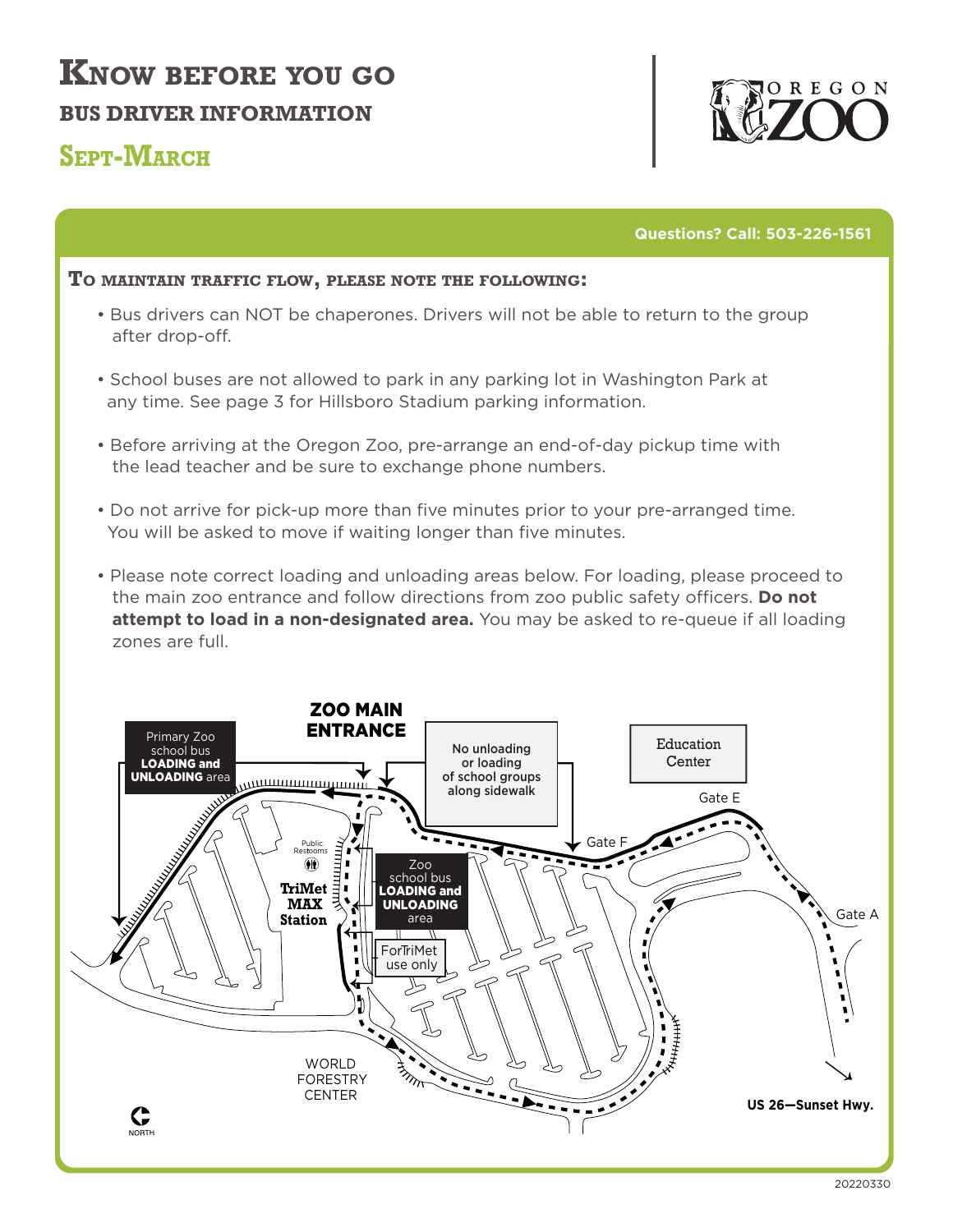# Know before you go

## BUS DRIVER INFORMATION

## Sept-March

OREGON ZOO

**Questions? Call: 503-226-1561**

### To maintain traffic flow, please note the following:

- Bus drivers can NOT be chaperones. Drivers will not be able to return to the group after drop-off.
- School buses are not allowed to park in any parking lot in Washington Park at any time. See page 3 for Hillsboro Stadium parking information.
- Before arriving at the Oregon Zoo, pre-arrange an end-of-day pickup time with the lead teacher and be sure to exchange phone numbers.
- Do not arrive for pick-up more than five minutes prior to your pre-arranged time. You will be asked to move if waiting longer than five minutes.
- Please note correct loading and unloading areas below. For loading, please proceed to the main zoo entrance and follow directions from zoo public safety officers. **Do not attempt to load in a non-designated area.** You may be asked to re-queue if all loading zones are full.

**ZOO MAIN ENTRANCE**

Primary Zoo school bus **LOADING and UNLOADING** area

No unloading or loading of school groups along sidewalk

Education Center

Gate E

Gate F

Gate A

Public Restrooms

**TriMet MAX Station**

Zoo school bus **LOADING and UNLOADING** area

ForTriMet use only

WORLD FORESTRY CENTER

**US 26—Sunset Hwy.**

NORTH

20220330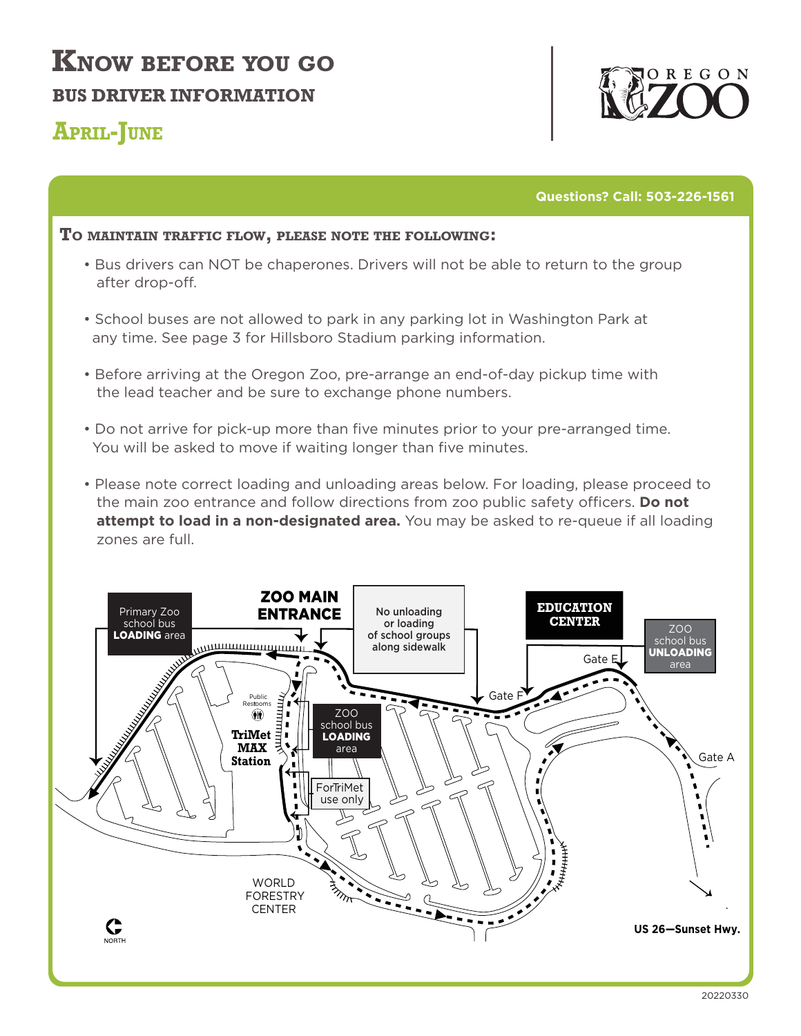# Know before you go

## Bus driver information

## April-June

**Questions? Call: 503-226-1561**

### To maintain traffic flow, please note the following:

- Bus drivers can NOT be chaperones. Drivers will not be able to return to the group after drop-off.
- School buses are not allowed to park in any parking lot in Washington Park at any time. See page 3 for Hillsboro Stadium parking information.
- Before arriving at the Oregon Zoo, pre-arrange an end-of-day pickup time with the lead teacher and be sure to exchange phone numbers.
- Do not arrive for pick-up more than five minutes prior to your pre-arranged time. You will be asked to move if waiting longer than five minutes.
- Please note correct loading and unloading areas below. For loading, please proceed to the main zoo entrance and follow directions from zoo public safety officers. **Do not attempt to load in a non-designated area.** You may be asked to re-queue if all loading zones are full.

Primary Zoo school bus **LOADING** area

ZOO MAIN ENTRANCE

No unloading or loading of school groups along sidewalk

EDUCATION CENTER

ZOO school bus **UNLOADING** area

Gate E

Gate F

Gate A

Public Restrooms

TriMet MAX Station

ZOO school bus **LOADING** area

For TriMet use only

WORLD FORESTRY CENTER

NORTH

US 26—Sunset Hwy.

20220330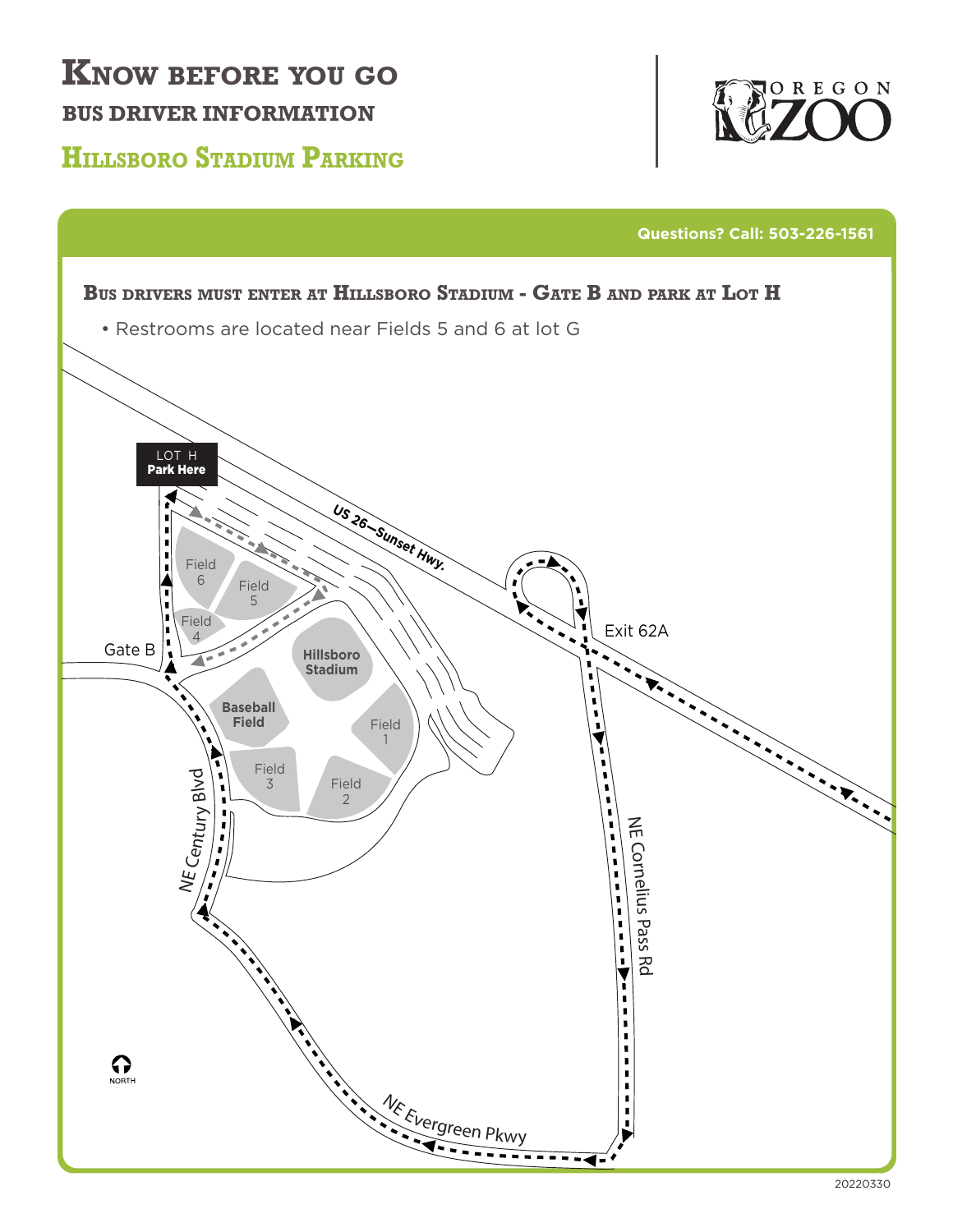# Know before you go

## BUS DRIVER INFORMATION

## Hillsboro Stadium Parking

OREGON ZOO

Questions? Call: 503-226-1561

### Bus drivers must enter at Hillsboro Stadium - Gate B and park at Lot H

- Restrooms are located near Fields 5 and 6 at lot G

LOT H
**Park Here**

US 26—Sunset Hwy.

Field 6

Field 5

Field 4

Gate B

Hillsboro Stadium

Baseball Field

Field 1

Field 3

Field 2

Exit 62A

NE Century Blvd

NE Cornelius Pass Rd

NE Evergreen Pkwy

NORTH

20220330